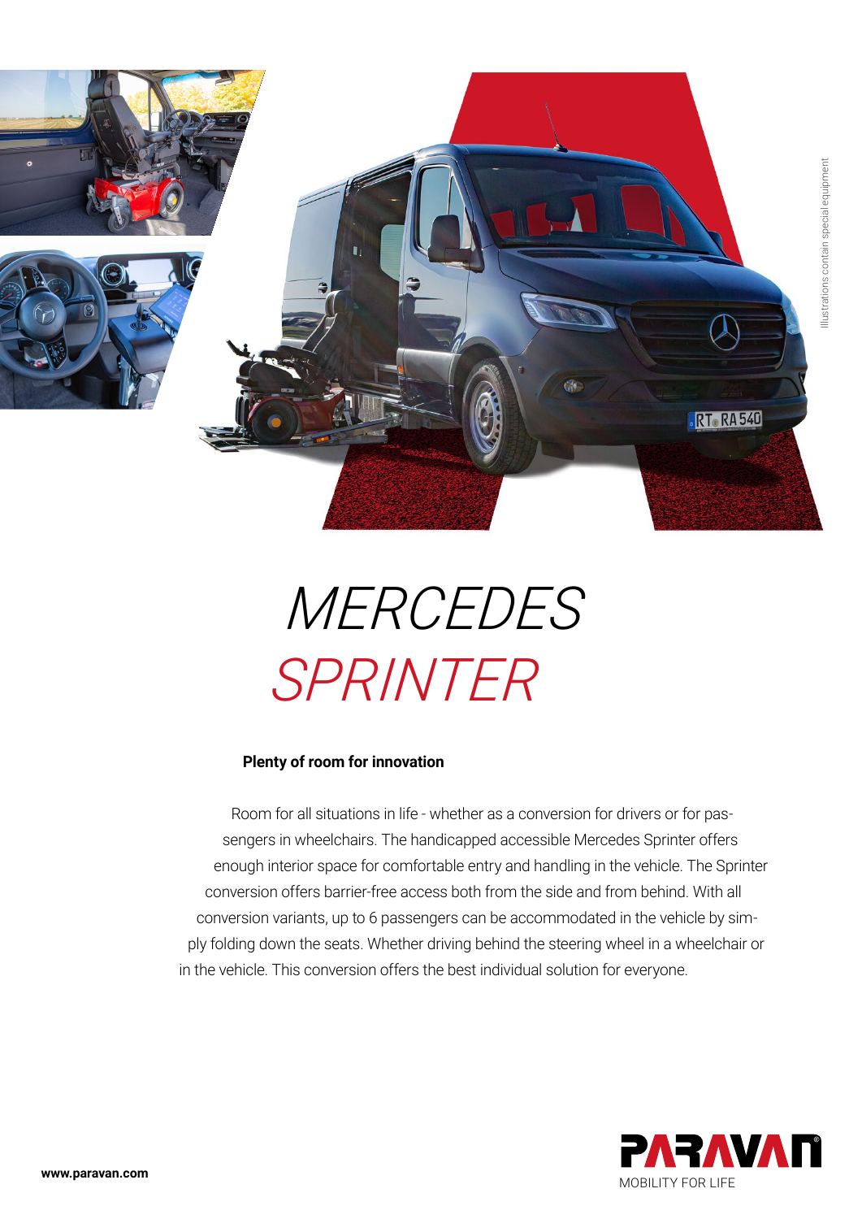# MERCEDES SPRINTER

**Plenty of room for innovation**

Room for all situations in life - whether as a conversion for drivers or for passengers in wheelchairs. The handicapped accessible Mercedes Sprinter offers enough interior space for comfortable entry and handling in the vehicle. The Sprinter conversion offers barrier-free access both from the side and from behind. With all conversion variants, up to 6 passengers can be accommodated in the vehicle by simply folding down the seats. Whether driving behind the steering wheel in a wheelchair or in the vehicle. This conversion offers the best individual solution for everyone.

Illustrations contain special equipment

**www.paravan.com**

PARAVAN
MOBILITY FOR LIFE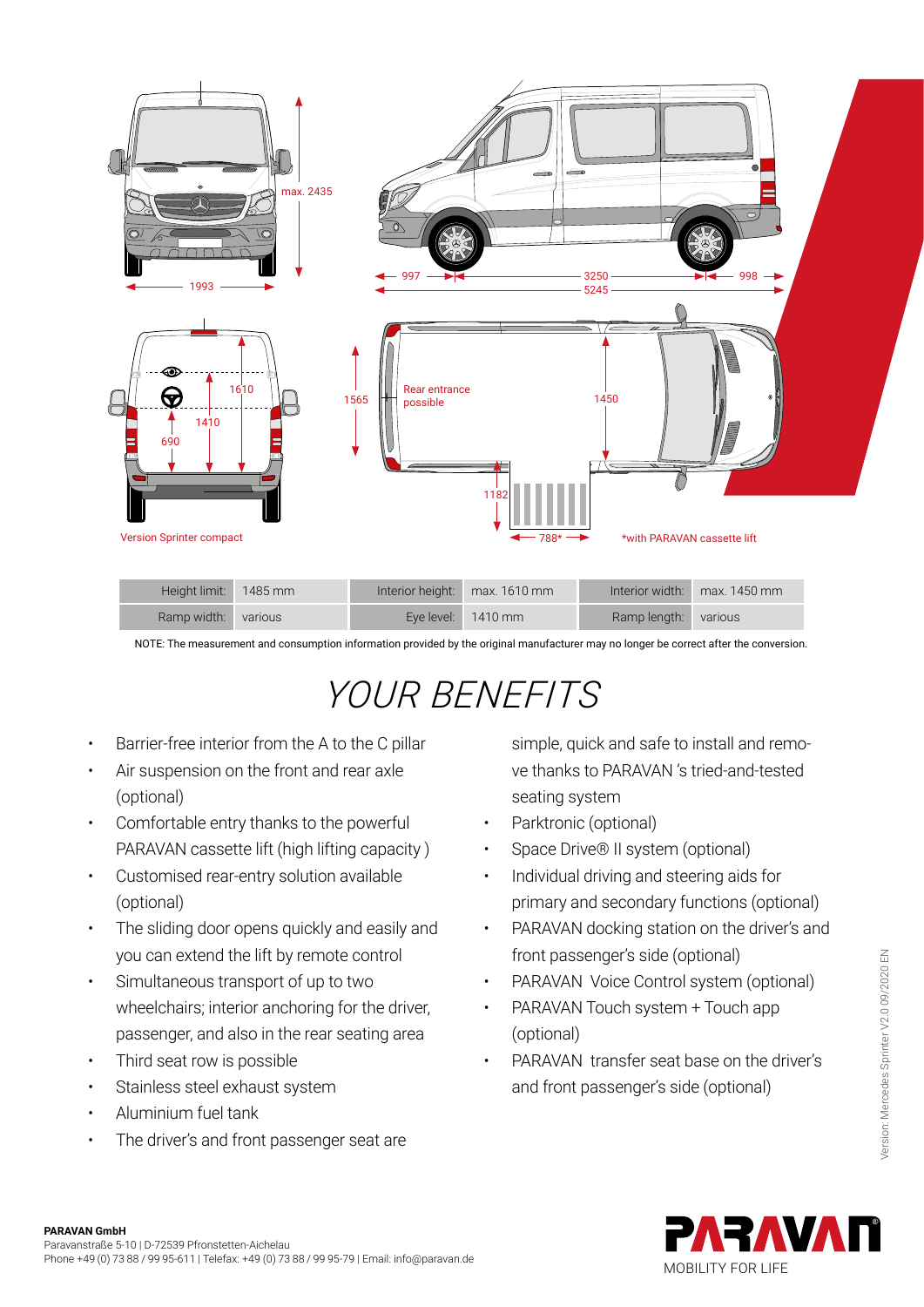max. 2435

1993

997

3250

998

5245

1610

1410

690

1565

Rear entrance possible

1450

1182

788*

Version Sprinter compact

*with PARAVAN cassette lift

| | | | | | |
|---|---|---|---|---|---|
| Height limit: | 1485 mm | Interior height: | max. 1610 mm | Interior width: | max. 1450 mm |
| Ramp width: | various | Eye level: | 1410 mm | Ramp length: | various |

NOTE: The measurement and consumption information provided by the original manufacturer may no longer be correct after the conversion.

# *YOUR BENEFITS*

- Barrier-free interior from the A to the C pillar
- Air suspension on the front and rear axle (optional)
- Comfortable entry thanks to the powerful PARAVAN cassette lift (high lifting capacity )
- Customised rear-entry solution available (optional)
- The sliding door opens quickly and easily and you can extend the lift by remote control
- Simultaneous transport of up to two wheelchairs; interior anchoring for the driver, passenger, and also in the rear seating area
- Third seat row is possible
- Stainless steel exhaust system
- Aluminium fuel tank
- The driver's and front passenger seat are simple, quick and safe to install and remove thanks to PARAVAN 's tried-and-tested seating system
- Parktronic (optional)
- Space Drive® II system (optional)
- Individual driving and steering aids for primary and secondary functions (optional)
- PARAVAN docking station on the driver's and front passenger's side (optional)
- PARAVAN Voice Control system (optional)
- PARAVAN Touch system + Touch app (optional)
- PARAVAN transfer seat base on the driver's and front passenger's side (optional)

Version: Mercedes Sprinter V2.0 09/2020 EN

**PARAVAN GmbH**
Paravanstraße 5-10 | D-72539 Pfronstetten-Aichelau
Phone +49 (0) 73 88 / 99 95-611 | Telefax: +49 (0) 73 88 / 99 95-79 | Email: info@paravan.de

PARAVAN®
MOBILITY FOR LIFE